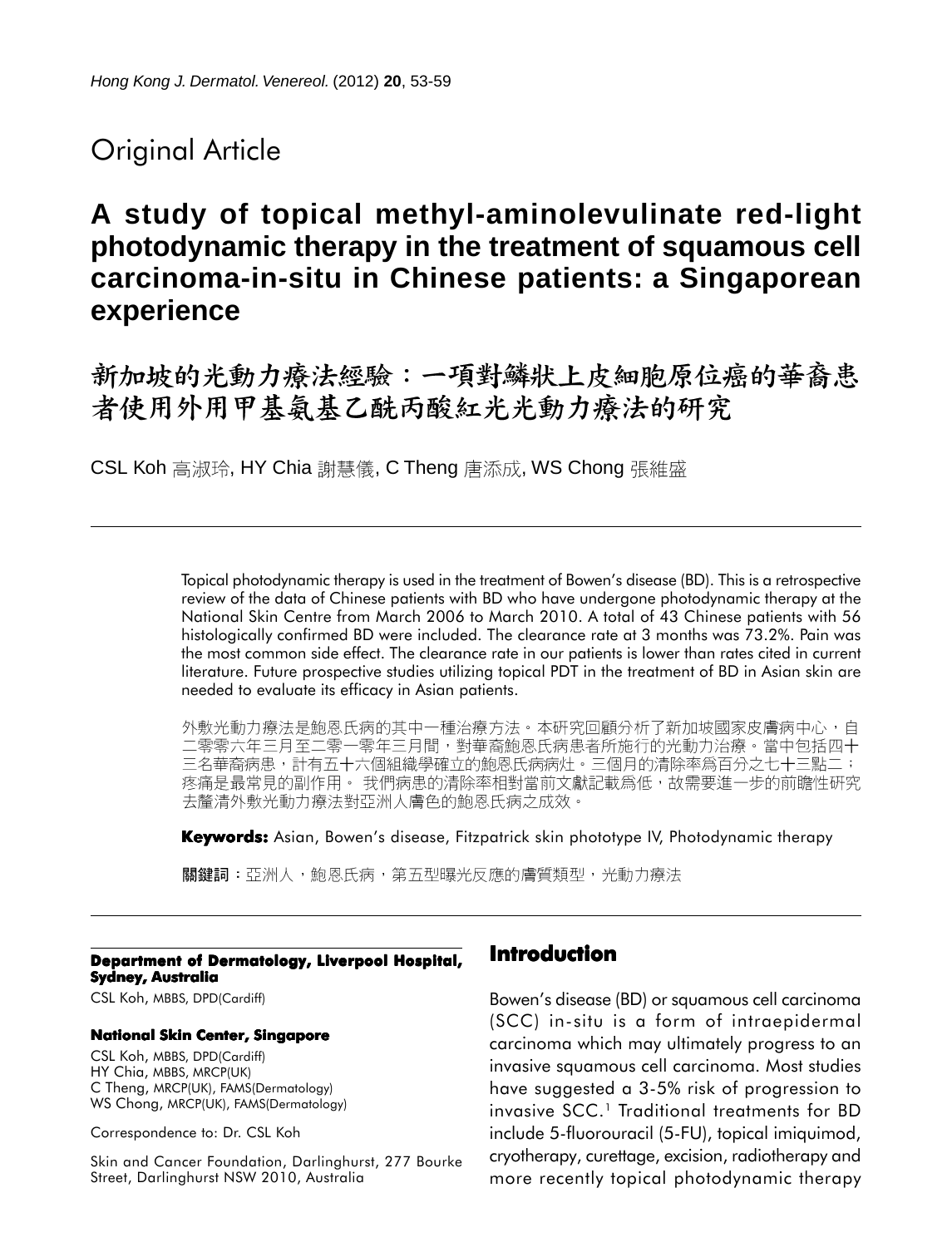Original Article

# A study of topical methyl-aminolevulinate red-light photodynamic therapy in the treatment of squamous cell carcinoma-in-situ in Chinese patients: a Singaporean experience

# 新加坡的光動力療法經驗：一項對鱗狀上皮細胞原位癌的華裔患者使用外用甲基氨基乙酰丙酸紅光光動力療法的研究

CSL Koh 高淑玲, HY Chia 謝慧儀, C Theng 唐添成, WS Chong 張維盛

---

Topical photodynamic therapy is used in the treatment of Bowen's disease (BD). This is a retrospective review of the data of Chinese patients with BD who have undergone photodynamic therapy at the National Skin Centre from March 2006 to March 2010. A total of 43 Chinese patients with 56 histologically confirmed BD were included. The clearance rate at 3 months was 73.2%. Pain was the most common side effect. The clearance rate in our patients is lower than rates cited in current literature. Future prospective studies utilizing topical PDT in the treatment of BD in Asian skin are needed to evaluate its efficacy in Asian patients.

外敷光動力療法是鮑恩氏病的其中一種治療方法。本研究回顧分析了新加坡國家皮膚病中心，自二零零六年三月至二零一零年三月間，對華裔鮑恩氏病患者所施行的光動力治療。當中包括四十三名華裔病患，計有五十六個組織學確立的鮑恩氏病病灶。三個月的清除率爲百分之七十三點二；疼痛是最常見的副作用。 我們病患的清除率相對當前文獻記載爲低，故需要進一步的前瞻性研究去釐清外敷光動力療法對亞洲人膚色的鮑恩氏病之成效。

**Keywords:** Asian, Bowen's disease, Fitzpatrick skin phototype IV, Photodynamic therapy

**關鍵詞**：亞洲人，鮑恩氏病，第五型曝光反應的膚質類型，光動力療法

---

**Department of Dermatology, Liverpool Hospital, Sydney, Australia**

CSL Koh, MBBS, DPD(Cardiff)

**National Skin Center, Singapore**

CSL Koh, MBBS, DPD(Cardiff)
HY Chia, MBBS, MRCP(UK)
C Theng, MRCP(UK), FAMS(Dermatology)
WS Chong, MRCP(UK), FAMS(Dermatology)

Correspondence to: Dr. CSL Koh

Skin and Cancer Foundation, Darlinghurst, 277 Bourke Street, Darlinghurst NSW 2010, Australia

## Introduction

Bowen's disease (BD) or squamous cell carcinoma (SCC) in-situ is a form of intraepidermal carcinoma which may ultimately progress to an invasive squamous cell carcinoma. Most studies have suggested a 3-5% risk of progression to invasive SCC.[1] Traditional treatments for BD include 5-fluorouracil (5-FU), topical imiquimod, cryotherapy, curettage, excision, radiotherapy and more recently topical photodynamic therapy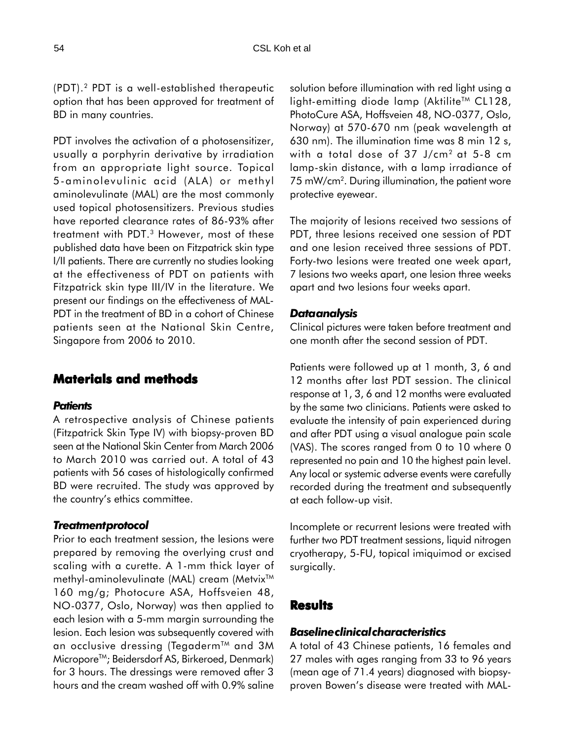(PDT).[2] PDT is a well-established therapeutic option that has been approved for treatment of BD in many countries.

PDT involves the activation of a photosensitizer, usually a porphyrin derivative by irradiation from an appropriate light source. Topical 5-aminolevulinic acid (ALA) or methyl aminolevulinate (MAL) are the most commonly used topical photosensitizers. Previous studies have reported clearance rates of 86-93% after treatment with PDT.[3] However, most of these published data have been on Fitzpatrick skin type I/II patients. There are currently no studies looking at the effectiveness of PDT on patients with Fitzpatrick skin type III/IV in the literature. We present our findings on the effectiveness of MAL-PDT in the treatment of BD in a cohort of Chinese patients seen at the National Skin Centre, Singapore from 2006 to 2010.

## Materials and methods

### *Patients*

A retrospective analysis of Chinese patients (Fitzpatrick Skin Type IV) with biopsy-proven BD seen at the National Skin Center from March 2006 to March 2010 was carried out. A total of 43 patients with 56 cases of histologically confirmed BD were recruited. The study was approved by the country's ethics committee.

### *Treatment protocol*

Prior to each treatment session, the lesions were prepared by removing the overlying crust and scaling with a curette. A 1-mm thick layer of methyl-aminolevulinate (MAL) cream (Metvix™ 160 mg/g; Photocure ASA, Hoffsveien 48, NO-0377, Oslo, Norway) was then applied to each lesion with a 5-mm margin surrounding the lesion. Each lesion was subsequently covered with an occlusive dressing (Tegaderm™ and 3M Micropore™; Beidersdorf AS, Birkeroed, Denmark) for 3 hours. The dressings were removed after 3 hours and the cream washed off with 0.9% saline solution before illumination with red light using a light-emitting diode lamp (Aktilite™ CL128, PhotoCure ASA, Hoffsveien 48, NO-0377, Oslo, Norway) at 570-670 nm (peak wavelength at 630 nm). The illumination time was 8 min 12 s, with a total dose of 37 J/cm$^2$ at 5-8 cm lamp-skin distance, with a lamp irradiance of 75 mW/cm$^2$. During illumination, the patient wore protective eyewear.

The majority of lesions received two sessions of PDT, three lesions received one session of PDT and one lesion received three sessions of PDT. Forty-two lesions were treated one week apart, 7 lesions two weeks apart, one lesion three weeks apart and two lesions four weeks apart.

### *Data analysis*

Clinical pictures were taken before treatment and one month after the second session of PDT.

Patients were followed up at 1 month, 3, 6 and 12 months after last PDT session. The clinical response at 1, 3, 6 and 12 months were evaluated by the same two clinicians. Patients were asked to evaluate the intensity of pain experienced during and after PDT using a visual analogue pain scale (VAS). The scores ranged from 0 to 10 where 0 represented no pain and 10 the highest pain level. Any local or systemic adverse events were carefully recorded during the treatment and subsequently at each follow-up visit.

Incomplete or recurrent lesions were treated with further two PDT treatment sessions, liquid nitrogen cryotherapy, 5-FU, topical imiquimod or excised surgically.

## Results

### *Baseline clinical characteristics*

A total of 43 Chinese patients, 16 females and 27 males with ages ranging from 33 to 96 years (mean age of 71.4 years) diagnosed with biopsy-proven Bowen's disease were treated with MAL-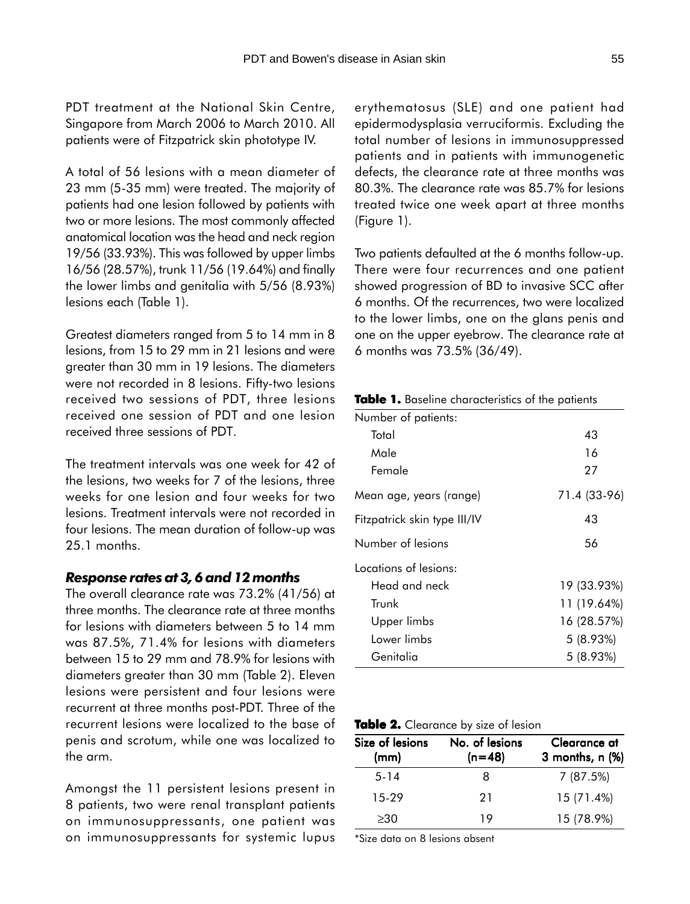PDT treatment at the National Skin Centre, Singapore from March 2006 to March 2010. All patients were of Fitzpatrick skin phototype IV.

A total of 56 lesions with a mean diameter of 23 mm (5-35 mm) were treated. The majority of patients had one lesion followed by patients with two or more lesions. The most commonly affected anatomical location was the head and neck region 19/56 (33.93%). This was followed by upper limbs 16/56 (28.57%), trunk 11/56 (19.64%) and finally the lower limbs and genitalia with 5/56 (8.93%) lesions each (Table 1).

Greatest diameters ranged from 5 to 14 mm in 8 lesions, from 15 to 29 mm in 21 lesions and were greater than 30 mm in 19 lesions. The diameters were not recorded in 8 lesions. Fifty-two lesions received two sessions of PDT, three lesions received one session of PDT and one lesion received three sessions of PDT.

The treatment intervals was one week for 42 of the lesions, two weeks for 7 of the lesions, three weeks for one lesion and four weeks for two lesions. Treatment intervals were not recorded in four lesions. The mean duration of follow-up was 25.1 months.

### *Response rates at 3, 6 and 12 months*

The overall clearance rate was 73.2% (41/56) at three months. The clearance rate at three months for lesions with diameters between 5 to 14 mm was 87.5%, 71.4% for lesions with diameters between 15 to 29 mm and 78.9% for lesions with diameters greater than 30 mm (Table 2). Eleven lesions were persistent and four lesions were recurrent at three months post-PDT. Three of the recurrent lesions were localized to the base of penis and scrotum, while one was localized to the arm.

Amongst the 11 persistent lesions present in 8 patients, two were renal transplant patients on immunosuppressants, one patient was on immunosuppressants for systemic lupus erythematosus (SLE) and one patient had epidermodysplasia verruciformis. Excluding the total number of lesions in immunosuppressed patients and in patients with immunogenetic defects, the clearance rate at three months was 80.3%. The clearance rate was 85.7% for lesions treated twice one week apart at three months (Figure 1).

Two patients defaulted at the 6 months follow-up. There were four recurrences and one patient showed progression of BD to invasive SCC after 6 months. Of the recurrences, two were localized to the lower limbs, one on the glans penis and one on the upper eyebrow. The clearance rate at 6 months was 73.5% (36/49).

**Table 1.** Baseline characteristics of the patients

| | |
|---|---|
| Number of patients: | |
| Total | 43 |
| Male | 16 |
| Female | 27 |
| Mean age, years (range) | 71.4 (33-96) |
| Fitzpatrick skin type III/IV | 43 |
| Number of lesions | 56 |
| Locations of lesions: | |
| Head and neck | 19 (33.93%) |
| Trunk | 11 (19.64%) |
| Upper limbs | 16 (28.57%) |
| Lower limbs | 5 (8.93%) |
| Genitalia | 5 (8.93%) |

**Table 2.** Clearance by size of lesion

| Size of lesions (mm) | No. of lesions (n=48) | Clearance at 3 months, n (%) |
|---|---|---|
| 5-14 | 8 | 7 (87.5%) |
| 15-29 | 21 | 15 (71.4%) |
| ≥30 | 19 | 15 (78.9%) |

*Size data on 8 lesions absent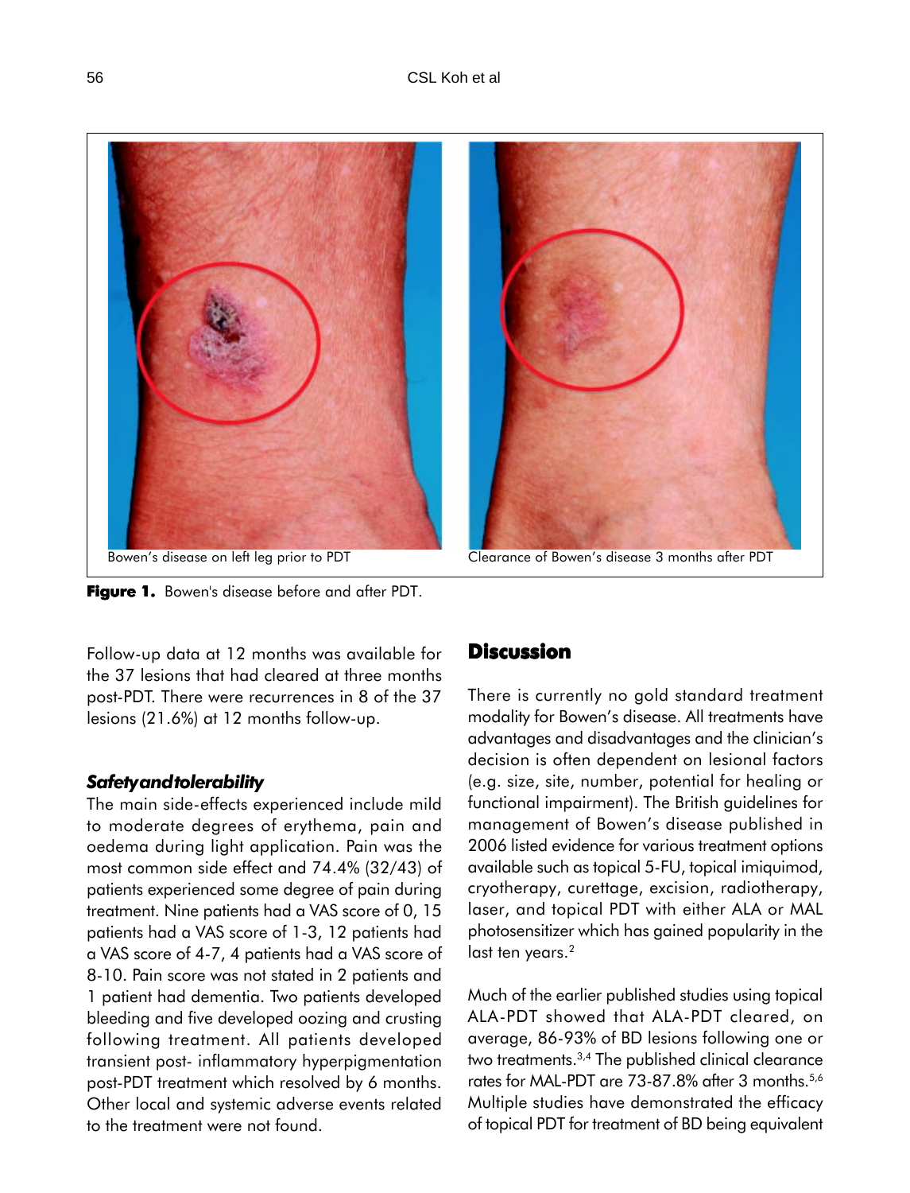Bowen's disease on left leg prior to PDT

Clearance of Bowen's disease 3 months after PDT

**Figure 1.** Bowen's disease before and after PDT.

Follow-up data at 12 months was available for the 37 lesions that had cleared at three months post-PDT. There were recurrences in 8 of the 37 lesions (21.6%) at 12 months follow-up.

### *Safety and tolerability*

The main side-effects experienced include mild to moderate degrees of erythema, pain and oedema during light application. Pain was the most common side effect and 74.4% (32/43) of patients experienced some degree of pain during treatment. Nine patients had a VAS score of 0, 15 patients had a VAS score of 1-3, 12 patients had a VAS score of 4-7, 4 patients had a VAS score of 8-10. Pain score was not stated in 2 patients and 1 patient had dementia. Two patients developed bleeding and five developed oozing and crusting following treatment. All patients developed transient post- inflammatory hyperpigmentation post-PDT treatment which resolved by 6 months. Other local and systemic adverse events related to the treatment were not found.

## Discussion

There is currently no gold standard treatment modality for Bowen's disease. All treatments have advantages and disadvantages and the clinician's decision is often dependent on lesional factors (e.g. size, site, number, potential for healing or functional impairment). The British guidelines for management of Bowen's disease published in 2006 listed evidence for various treatment options available such as topical 5-FU, topical imiquimod, cryotherapy, curettage, excision, radiotherapy, laser, and topical PDT with either ALA or MAL photosensitizer which has gained popularity in the last ten years.[2]

Much of the earlier published studies using topical ALA-PDT showed that ALA-PDT cleared, on average, 86-93% of BD lesions following one or two treatments.[3,4] The published clinical clearance rates for MAL-PDT are 73-87.8% after 3 months.[5,6] Multiple studies have demonstrated the efficacy of topical PDT for treatment of BD being equivalent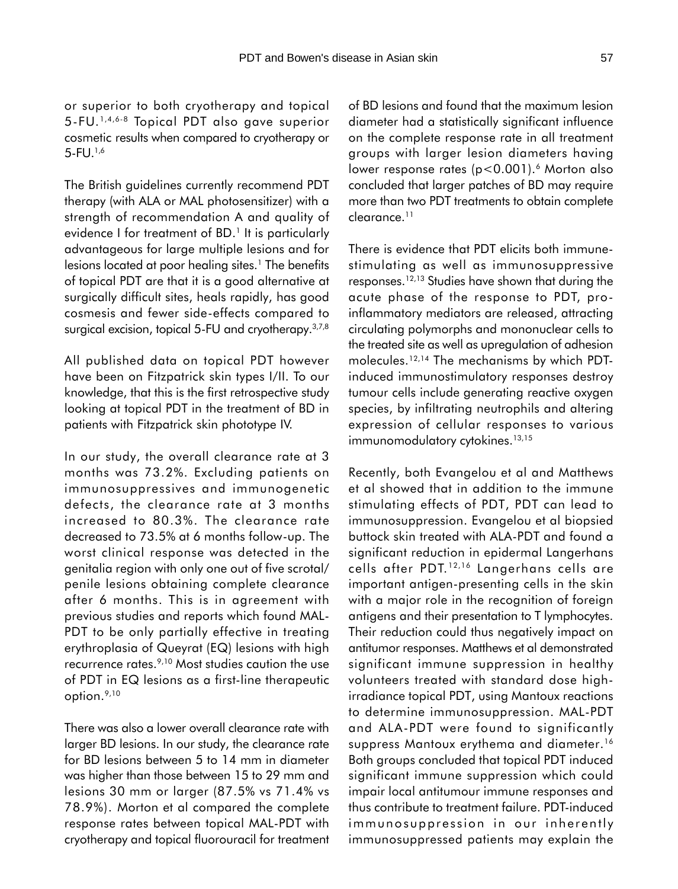or superior to both cryotherapy and topical 5-FU.[1,4,6-8] Topical PDT also gave superior cosmetic results when compared to cryotherapy or 5-FU.[1,6]

The British guidelines currently recommend PDT therapy (with ALA or MAL photosensitizer) with a strength of recommendation A and quality of evidence I for treatment of BD.[1] It is particularly advantageous for large multiple lesions and for lesions located at poor healing sites.[1] The benefits of topical PDT are that it is a good alternative at surgically difficult sites, heals rapidly, has good cosmesis and fewer side-effects compared to surgical excision, topical 5-FU and cryotherapy.[3,7,8]

All published data on topical PDT however have been on Fitzpatrick skin types I/II. To our knowledge, that this is the first retrospective study looking at topical PDT in the treatment of BD in patients with Fitzpatrick skin phototype IV.

In our study, the overall clearance rate at 3 months was 73.2%. Excluding patients on immunosuppressives and immunogenetic defects, the clearance rate at 3 months increased to 80.3%. The clearance rate decreased to 73.5% at 6 months follow-up. The worst clinical response was detected in the genitalia region with only one out of five scrotal/penile lesions obtaining complete clearance after 6 months. This is in agreement with previous studies and reports which found MAL-PDT to be only partially effective in treating erythroplasia of Queyrat (EQ) lesions with high recurrence rates.[9,10] Most studies caution the use of PDT in EQ lesions as a first-line therapeutic option.[9,10]

There was also a lower overall clearance rate with larger BD lesions. In our study, the clearance rate for BD lesions between 5 to 14 mm in diameter was higher than those between 15 to 29 mm and lesions 30 mm or larger (87.5% vs 71.4% vs 78.9%). Morton et al compared the complete response rates between topical MAL-PDT with cryotherapy and topical fluorouracil for treatment of BD lesions and found that the maximum lesion diameter had a statistically significant influence on the complete response rate in all treatment groups with larger lesion diameters having lower response rates ($p<0.001$).[6] Morton also concluded that larger patches of BD may require more than two PDT treatments to obtain complete clearance.[11]

There is evidence that PDT elicits both immune-stimulating as well as immunosuppressive responses.[12,13] Studies have shown that during the acute phase of the response to PDT, pro-inflammatory mediators are released, attracting circulating polymorphs and mononuclear cells to the treated site as well as upregulation of adhesion molecules.[12,14] The mechanisms by which PDT-induced immunostimulatory responses destroy tumour cells include generating reactive oxygen species, by infiltrating neutrophils and altering expression of cellular responses to various immunomodulatory cytokines.[13,15]

Recently, both Evangelou et al and Matthews et al showed that in addition to the immune stimulating effects of PDT, PDT can lead to immunosuppression. Evangelou et al biopsied buttock skin treated with ALA-PDT and found a significant reduction in epidermal Langerhans cells after PDT.[12,16] Langerhans cells are important antigen-presenting cells in the skin with a major role in the recognition of foreign antigens and their presentation to T lymphocytes. Their reduction could thus negatively impact on antitumor responses. Matthews et al demonstrated significant immune suppression in healthy volunteers treated with standard dose high-irradiance topical PDT, using Mantoux reactions to determine immunosuppression. MAL-PDT and ALA-PDT were found to significantly suppress Mantoux erythema and diameter.[16] Both groups concluded that topical PDT induced significant immune suppression which could impair local antitumour immune responses and thus contribute to treatment failure. PDT-induced immunosuppression in our inherently immunosuppressed patients may explain the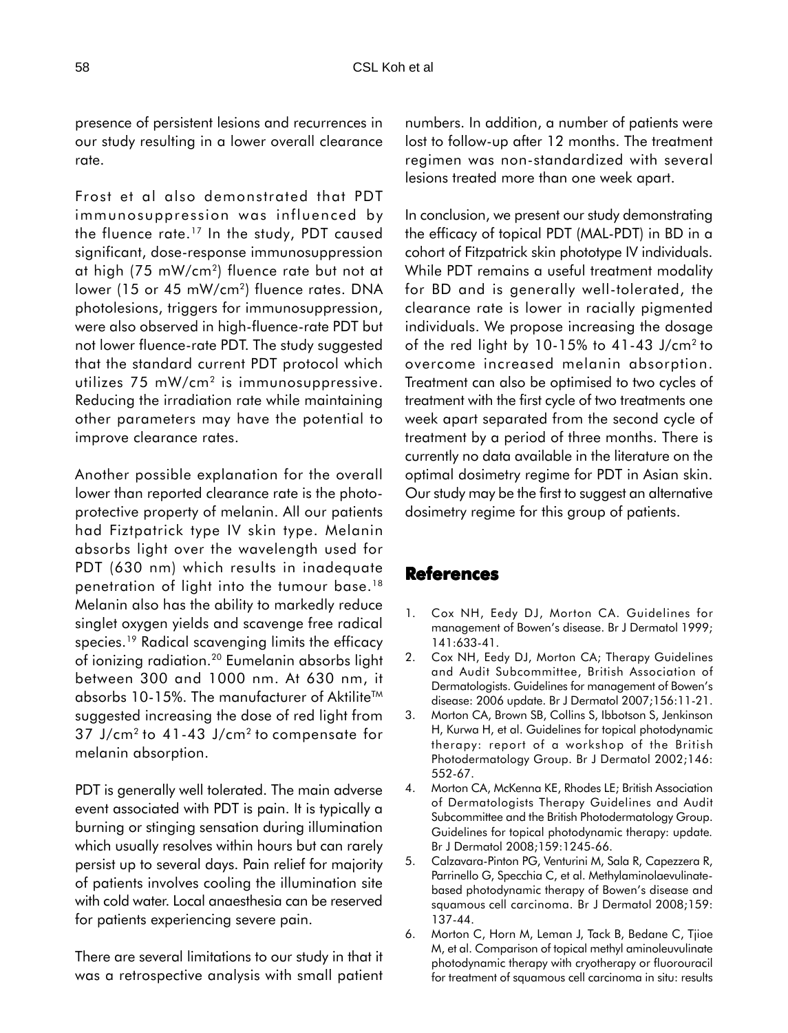presence of persistent lesions and recurrences in our study resulting in a lower overall clearance rate.

Frost et al also demonstrated that PDT immunosuppression was influenced by the fluence rate.[17] In the study, PDT caused significant, dose-response immunosuppression at high (75 mW/cm$^2$) fluence rate but not at lower (15 or 45 mW/cm$^2$) fluence rates. DNA photolesions, triggers for immunosuppression, were also observed in high-fluence-rate PDT but not lower fluence-rate PDT. The study suggested that the standard current PDT protocol which utilizes 75 mW/cm$^2$ is immunosuppressive. Reducing the irradiation rate while maintaining other parameters may have the potential to improve clearance rates.

Another possible explanation for the overall lower than reported clearance rate is the photo-protective property of melanin. All our patients had Fiztpatrick type IV skin type. Melanin absorbs light over the wavelength used for PDT (630 nm) which results in inadequate penetration of light into the tumour base.[18] Melanin also has the ability to markedly reduce singlet oxygen yields and scavenge free radical species.[19] Radical scavenging limits the efficacy of ionizing radiation.[20] Eumelanin absorbs light between 300 and 1000 nm. At 630 nm, it absorbs 10-15%. The manufacturer of Aktilite™ suggested increasing the dose of red light from 37 J/cm$^2$ to 41-43 J/cm$^2$ to compensate for melanin absorption.

PDT is generally well tolerated. The main adverse event associated with PDT is pain. It is typically a burning or stinging sensation during illumination which usually resolves within hours but can rarely persist up to several days. Pain relief for majority of patients involves cooling the illumination site with cold water. Local anaesthesia can be reserved for patients experiencing severe pain.

There are several limitations to our study in that it was a retrospective analysis with small patient numbers. In addition, a number of patients were lost to follow-up after 12 months. The treatment regimen was non-standardized with several lesions treated more than one week apart.

In conclusion, we present our study demonstrating the efficacy of topical PDT (MAL-PDT) in BD in a cohort of Fitzpatrick skin phototype IV individuals. While PDT remains a useful treatment modality for BD and is generally well-tolerated, the clearance rate is lower in racially pigmented individuals. We propose increasing the dosage of the red light by 10-15% to 41-43 J/cm$^2$ to overcome increased melanin absorption. Treatment can also be optimised to two cycles of treatment with the first cycle of two treatments one week apart separated from the second cycle of treatment by a period of three months. There is currently no data available in the literature on the optimal dosimetry regime for PDT in Asian skin. Our study may be the first to suggest an alternative dosimetry regime for this group of patients.

## References

1. Cox NH, Eedy DJ, Morton CA. Guidelines for management of Bowen's disease. Br J Dermatol 1999; 141:633-41.
2. Cox NH, Eedy DJ, Morton CA; Therapy Guidelines and Audit Subcommittee, British Association of Dermatologists. Guidelines for management of Bowen's disease: 2006 update. Br J Dermatol 2007;156:11-21.
3. Morton CA, Brown SB, Collins S, Ibbotson S, Jenkinson H, Kurwa H, et al. Guidelines for topical photodynamic therapy: report of a workshop of the British Photodermatology Group. Br J Dermatol 2002;146: 552-67.
4. Morton CA, McKenna KE, Rhodes LE; British Association of Dermatologists Therapy Guidelines and Audit Subcommittee and the British Photodermatology Group. Guidelines for topical photodynamic therapy: update. Br J Dermatol 2008;159:1245-66.
5. Calzavara-Pinton PG, Venturini M, Sala R, Capezzera R, Parrinello G, Specchia C, et al. Methylaminolaevulinate-based photodynamic therapy of Bowen's disease and squamous cell carcinoma. Br J Dermatol 2008;159: 137-44.
6. Morton C, Horn M, Leman J, Tack B, Bedane C, Tjioe M, et al. Comparison of topical methyl aminoleuvulinate photodynamic therapy with cryotherapy or fluorouracil for treatment of squamous cell carcinoma in situ: results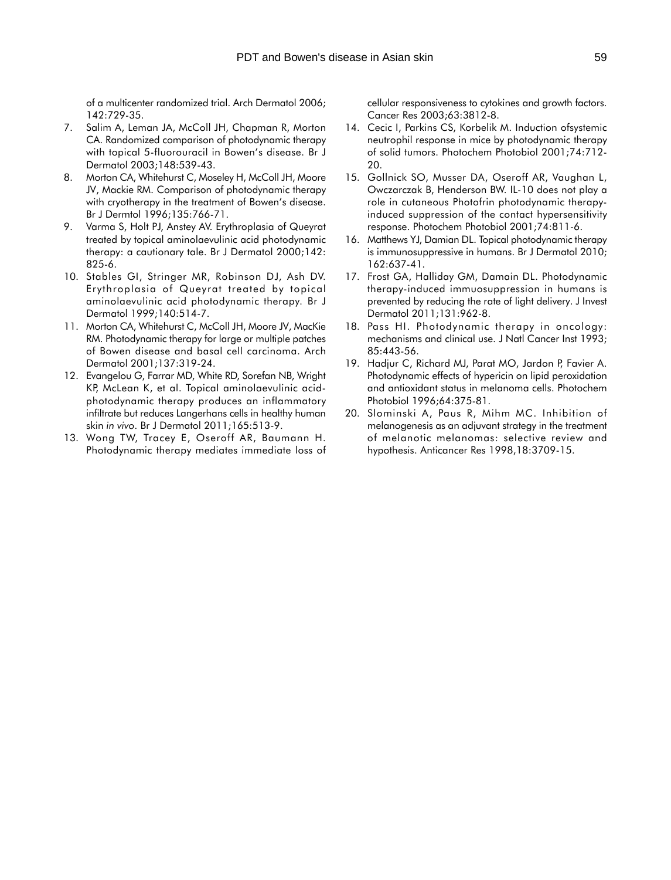of a multicenter randomized trial. Arch Dermatol 2006; 142:729-35.

7. Salim A, Leman JA, McColl JH, Chapman R, Morton CA. Randomized comparison of photodynamic therapy with topical 5-fluorouracil in Bowen's disease. Br J Dermatol 2003;148:539-43.
8. Morton CA, Whitehurst C, Moseley H, McColl JH, Moore JV, Mackie RM. Comparison of photodynamic therapy with cryotherapy in the treatment of Bowen's disease. Br J Dermtol 1996;135:766-71.
9. Varma S, Holt PJ, Anstey AV. Erythroplasia of Queyrat treated by topical aminolaevulinic acid photodynamic therapy: a cautionary tale. Br J Dermatol 2000;142: 825-6.
10. Stables GI, Stringer MR, Robinson DJ, Ash DV. Erythroplasia of Queyrat treated by topical aminolaevulinic acid photodynamic therapy. Br J Dermatol 1999;140:514-7.
11. Morton CA, Whitehurst C, McColl JH, Moore JV, MacKie RM. Photodynamic therapy for large or multiple patches of Bowen disease and basal cell carcinoma. Arch Dermatol 2001;137:319-24.
12. Evangelou G, Farrar MD, White RD, Sorefan NB, Wright KP, McLean K, et al. Topical aminolaevulinic acid-photodynamic therapy produces an inflammatory infiltrate but reduces Langerhans cells in healthy human skin *in vivo*. Br J Dermatol 2011;165:513-9.
13. Wong TW, Tracey E, Oseroff AR, Baumann H. Photodynamic therapy mediates immediate loss of cellular responsiveness to cytokines and growth factors. Cancer Res 2003;63:3812-8.
14. Cecic I, Parkins CS, Korbelik M. Induction ofsystemic neutrophil response in mice by photodynamic therapy of solid tumors. Photochem Photobiol 2001;74:712-20.
15. Gollnick SO, Musser DA, Oseroff AR, Vaughan L, Owczarczak B, Henderson BW. IL-10 does not play a role in cutaneous Photofrin photodynamic therapy-induced suppression of the contact hypersensitivity response. Photochem Photobiol 2001;74:811-6.
16. Matthews YJ, Damian DL. Topical photodynamic therapy is immunosuppressive in humans. Br J Dermatol 2010; 162:637-41.
17. Frost GA, Halliday GM, Damain DL. Photodynamic therapy-induced immuosuppression in humans is prevented by reducing the rate of light delivery. J Invest Dermatol 2011;131:962-8.
18. Pass HI. Photodynamic therapy in oncology: mechanisms and clinical use. J Natl Cancer Inst 1993; 85:443-56.
19. Hadjur C, Richard MJ, Parat MO, Jardon P, Favier A. Photodynamic effects of hypericin on lipid peroxidation and antioxidant status in melanoma cells. Photochem Photobiol 1996;64:375-81.
20. Slominski A, Paus R, Mihm MC. Inhibition of melanogenesis as an adjuvant strategy in the treatment of melanotic melanomas: selective review and hypothesis. Anticancer Res 1998,18:3709-15.